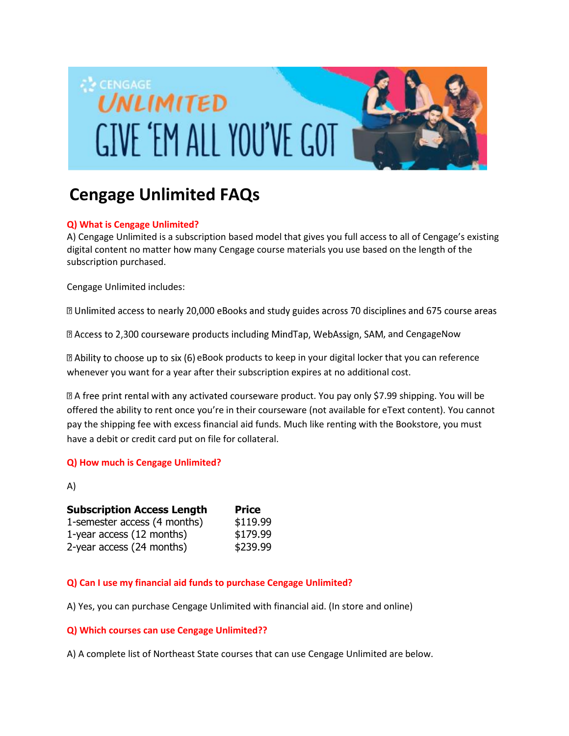# Cengage Unlimited FAQs

**Q) What is Cengage Unlimited?**

A) Cengage Unlimited is a subscription based model that gives you full access to all of Cengage's existing digital content no matter how many Cengage course materials you use based on the length of the subscription purchased.

Cengage Unlimited includes:

- Unlimited access to nearly 20,000 eBooks and study guides across 70 disciplines and 675 course areas
- Access to 2,300 courseware products including MindTap, WebAssign, SAM, and CengageNow
- Ability to choose up to six (6) eBook products to keep in your digital locker that you can reference whenever you want for a year after their subscription expires at no additional cost.
- A free print rental with any activated courseware product. You pay only $7.99 shipping. You will be offered the ability to rent once you're in their courseware (not available for eText content). You cannot pay the shipping fee with excess financial aid funds. Much like renting with the Bookstore, you must have a debit or credit card put on file for collateral.

**Q) How much is Cengage Unlimited?**

A)

| Subscription Access Length | Price |
|---|---|
| 1-semester access (4 months) | $119.99 |
| 1-year access (12 months) | $179.99 |
| 2-year access (24 months) | $239.99 |

**Q) Can I use my financial aid funds to purchase Cengage Unlimited?**

A) Yes, you can purchase Cengage Unlimited with financial aid. (In store and online)

**Q) Which courses can use Cengage Unlimited??**

A) A complete list of Northeast State courses that can use Cengage Unlimited are below.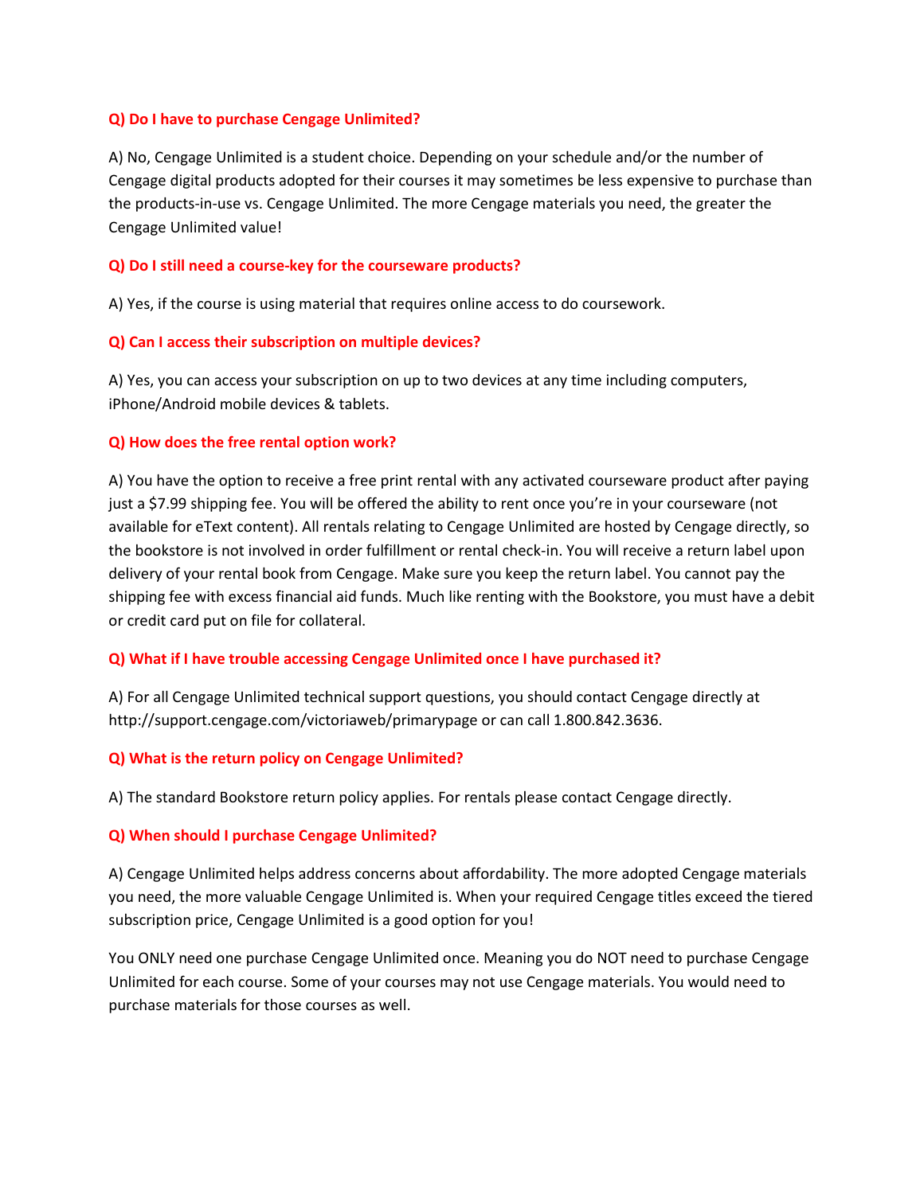**Q) Do I have to purchase Cengage Unlimited?**

A) No, Cengage Unlimited is a student choice. Depending on your schedule and/or the number of Cengage digital products adopted for their courses it may sometimes be less expensive to purchase than the products-in-use vs. Cengage Unlimited. The more Cengage materials you need, the greater the Cengage Unlimited value!

**Q) Do I still need a course-key for the courseware products?**

A) Yes, if the course is using material that requires online access to do coursework.

**Q) Can I access their subscription on multiple devices?**

A) Yes, you can access your subscription on up to two devices at any time including computers, iPhone/Android mobile devices & tablets.

**Q) How does the free rental option work?**

A) You have the option to receive a free print rental with any activated courseware product after paying just a $7.99 shipping fee. You will be offered the ability to rent once you're in your courseware (not available for eText content). All rentals relating to Cengage Unlimited are hosted by Cengage directly, so the bookstore is not involved in order fulfillment or rental check-in. You will receive a return label upon delivery of your rental book from Cengage. Make sure you keep the return label. You cannot pay the shipping fee with excess financial aid funds. Much like renting with the Bookstore, you must have a debit or credit card put on file for collateral.

**Q) What if I have trouble accessing Cengage Unlimited once I have purchased it?**

A) For all Cengage Unlimited technical support questions, you should contact Cengage directly at http://support.cengage.com/victoriaweb/primarypage or can call 1.800.842.3636.

**Q) What is the return policy on Cengage Unlimited?**

A) The standard Bookstore return policy applies. For rentals please contact Cengage directly.

**Q) When should I purchase Cengage Unlimited?**

A) Cengage Unlimited helps address concerns about affordability. The more adopted Cengage materials you need, the more valuable Cengage Unlimited is. When your required Cengage titles exceed the tiered subscription price, Cengage Unlimited is a good option for you!

You ONLY need one purchase Cengage Unlimited once. Meaning you do NOT need to purchase Cengage Unlimited for each course. Some of your courses may not use Cengage materials. You would need to purchase materials for those courses as well.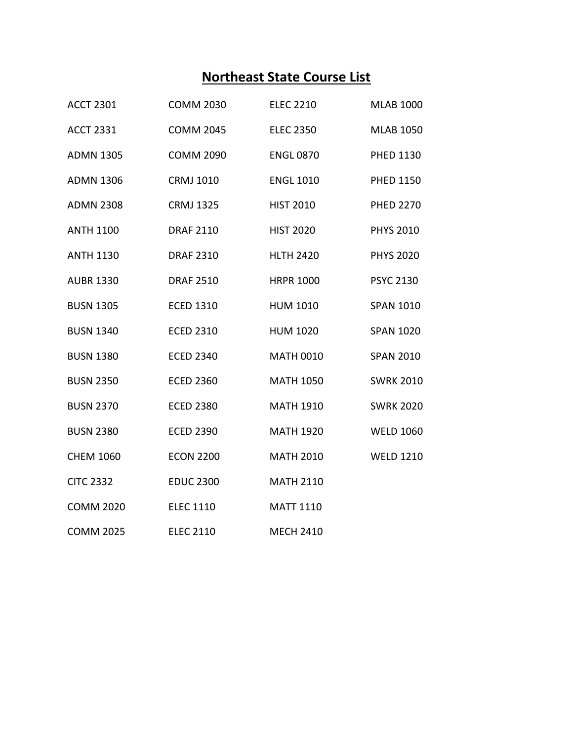# Northeast State Course List

| | | | |
|---|---|---|---|
| ACCT 2301 | COMM 2030 | ELEC 2210 | MLAB 1000 |
| ACCT 2331 | COMM 2045 | ELEC 2350 | MLAB 1050 |
| ADMN 1305 | COMM 2090 | ENGL 0870 | PHED 1130 |
| ADMN 1306 | CRMJ 1010 | ENGL 1010 | PHED 1150 |
| ADMN 2308 | CRMJ 1325 | HIST 2010 | PHED 2270 |
| ANTH 1100 | DRAF 2110 | HIST 2020 | PHYS 2010 |
| ANTH 1130 | DRAF 2310 | HLTH 2420 | PHYS 2020 |
| AUBR 1330 | DRAF 2510 | HRPR 1000 | PSYC 2130 |
| BUSN 1305 | ECED 1310 | HUM 1010 | SPAN 1010 |
| BUSN 1340 | ECED 2310 | HUM 1020 | SPAN 1020 |
| BUSN 1380 | ECED 2340 | MATH 0010 | SPAN 2010 |
| BUSN 2350 | ECED 2360 | MATH 1050 | SWRK 2010 |
| BUSN 2370 | ECED 2380 | MATH 1910 | SWRK 2020 |
| BUSN 2380 | ECED 2390 | MATH 1920 | WELD 1060 |
| CHEM 1060 | ECON 2200 | MATH 2010 | WELD 1210 |
| CITC 2332 | EDUC 2300 | MATH 2110 | |
| COMM 2020 | ELEC 1110 | MATT 1110 | |
| COMM 2025 | ELEC 2110 | MECH 2410 | |